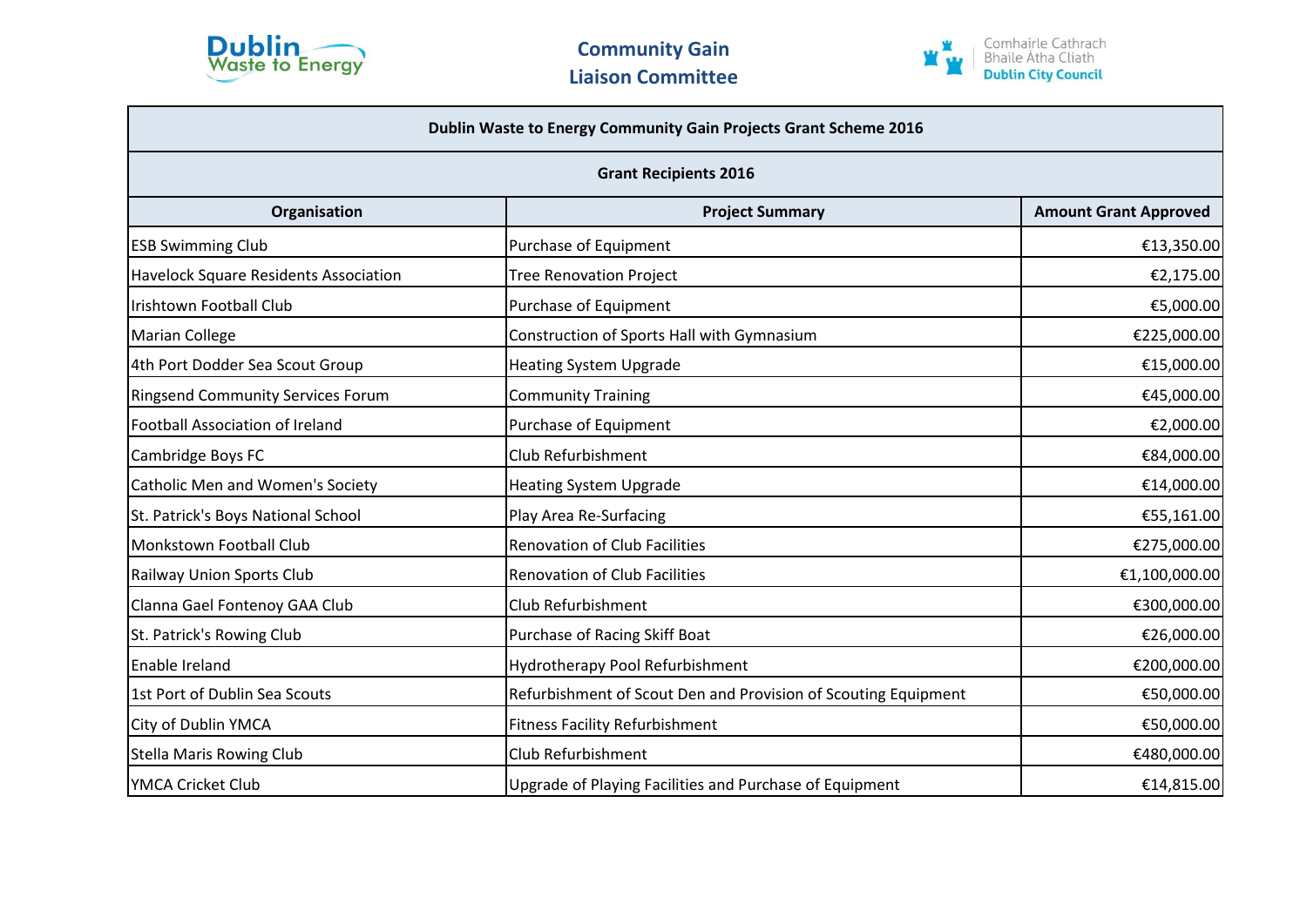Dublin Waste to Energy

# Community Gain Liaison Committee

Comhairle Cathrach Bhaile Átha Cliath
Dublin City Council

| Dublin Waste to Energy Community Gain Projects Grant Scheme 2016 | | |
|---|---|---|
| **Grant Recipients 2016** | | |
| **Organisation** | **Project Summary** | **Amount Grant Approved** |
| ESB Swimming Club | Purchase of Equipment | €13,350.00 |
| Havelock Square Residents Association | Tree Renovation Project | €2,175.00 |
| Irishtown Football Club | Purchase of Equipment | €5,000.00 |
| Marian College | Construction of Sports Hall with Gymnasium | €225,000.00 |
| 4th Port Dodder Sea Scout Group | Heating System Upgrade | €15,000.00 |
| Ringsend Community Services Forum | Community Training | €45,000.00 |
| Football Association of Ireland | Purchase of Equipment | €2,000.00 |
| Cambridge Boys FC | Club Refurbishment | €84,000.00 |
| Catholic Men and Women's Society | Heating System Upgrade | €14,000.00 |
| St. Patrick's Boys National School | Play Area Re-Surfacing | €55,161.00 |
| Monkstown Football Club | Renovation of Club Facilities | €275,000.00 |
| Railway Union Sports Club | Renovation of Club Facilities | €1,100,000.00 |
| Clanna Gael Fontenoy GAA Club | Club Refurbishment | €300,000.00 |
| St. Patrick's Rowing Club | Purchase of Racing Skiff Boat | €26,000.00 |
| Enable Ireland | Hydrotherapy Pool Refurbishment | €200,000.00 |
| 1st Port of Dublin Sea Scouts | Refurbishment of Scout Den and Provision of Scouting Equipment | €50,000.00 |
| City of Dublin YMCA | Fitness Facility Refurbishment | €50,000.00 |
| Stella Maris Rowing Club | Club Refurbishment | €480,000.00 |
| YMCA Cricket Club | Upgrade of Playing Facilities and Purchase of Equipment | €14,815.00 |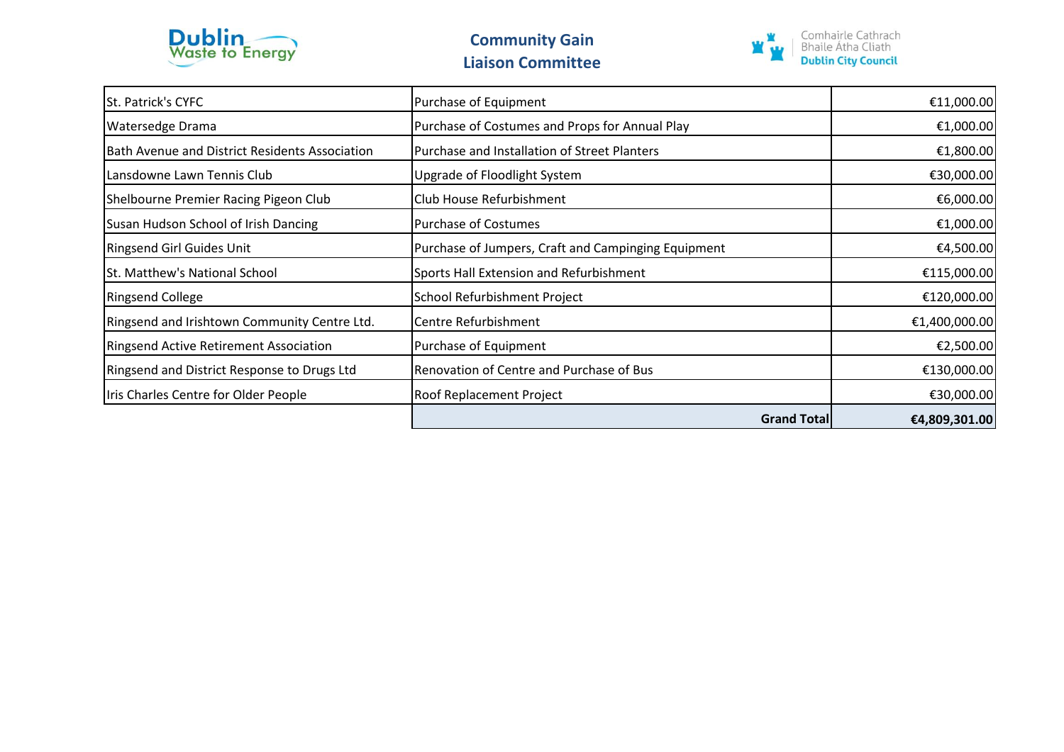## Community Gain Liaison Committee

| | | |
|---|---|---|
| St. Patrick's CYFC | Purchase of Equipment | €11,000.00 |
| Watersedge Drama | Purchase of Costumes and Props for Annual Play | €1,000.00 |
| Bath Avenue and District Residents Association | Purchase and Installation of Street Planters | €1,800.00 |
| Lansdowne Lawn Tennis Club | Upgrade of Floodlight System | €30,000.00 |
| Shelbourne Premier Racing Pigeon Club | Club House Refurbishment | €6,000.00 |
| Susan Hudson School of Irish Dancing | Purchase of Costumes | €1,000.00 |
| Ringsend Girl Guides Unit | Purchase of Jumpers, Craft and Campinging Equipment | €4,500.00 |
| St. Matthew's National School | Sports Hall Extension and Refurbishment | €115,000.00 |
| Ringsend College | School Refurbishment Project | €120,000.00 |
| Ringsend and Irishtown Community Centre Ltd. | Centre Refurbishment | €1,400,000.00 |
| Ringsend Active Retirement Association | Purchase of Equipment | €2,500.00 |
| Ringsend and District Response to Drugs Ltd | Renovation of Centre and Purchase of Bus | €130,000.00 |
| Iris Charles Centre for Older People | Roof Replacement Project | €30,000.00 |
| | **Grand Total** | **€4,809,301.00** |